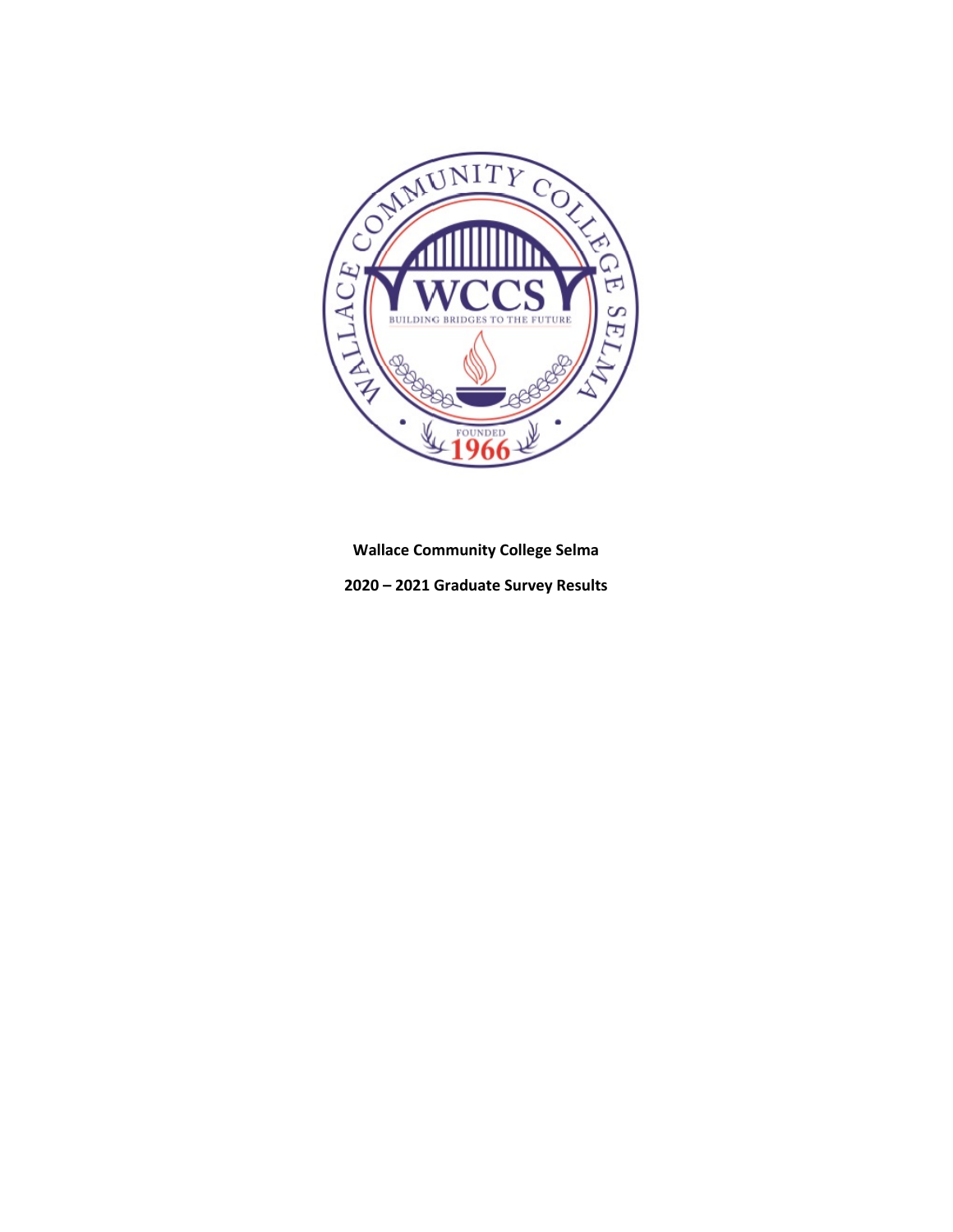**Wallace Community College Selma**

**2020 – 2021 Graduate Survey Results**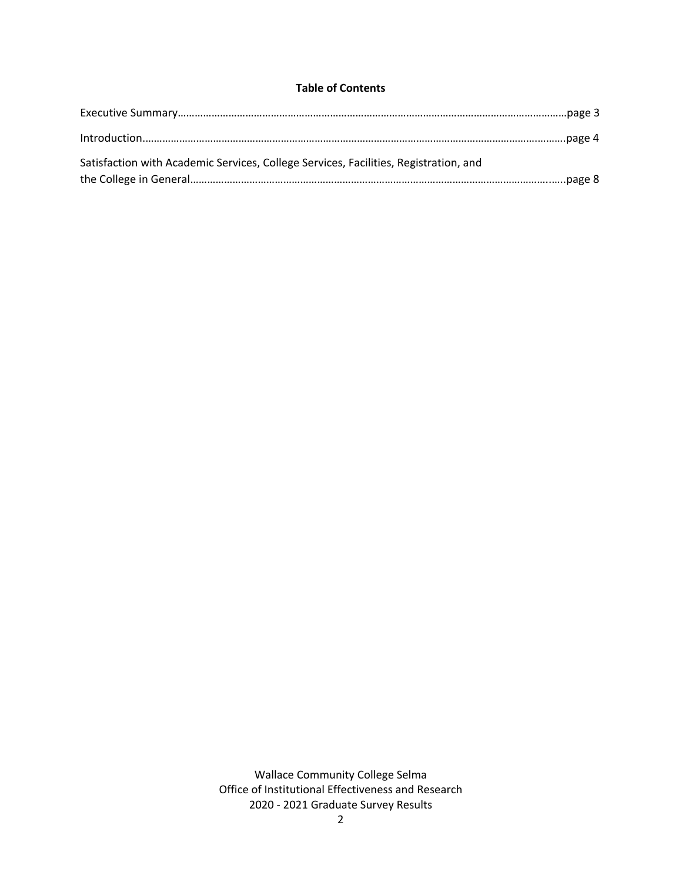**Table of Contents**

Executive Summary……………………………………………………………………………………………………………………page 3

Introduction………………………………………………………………………………………………………………………………page 4

Satisfaction with Academic Services, College Services, Facilities, Registration, and the College in General…………………………………………………………………………………………………………………page 8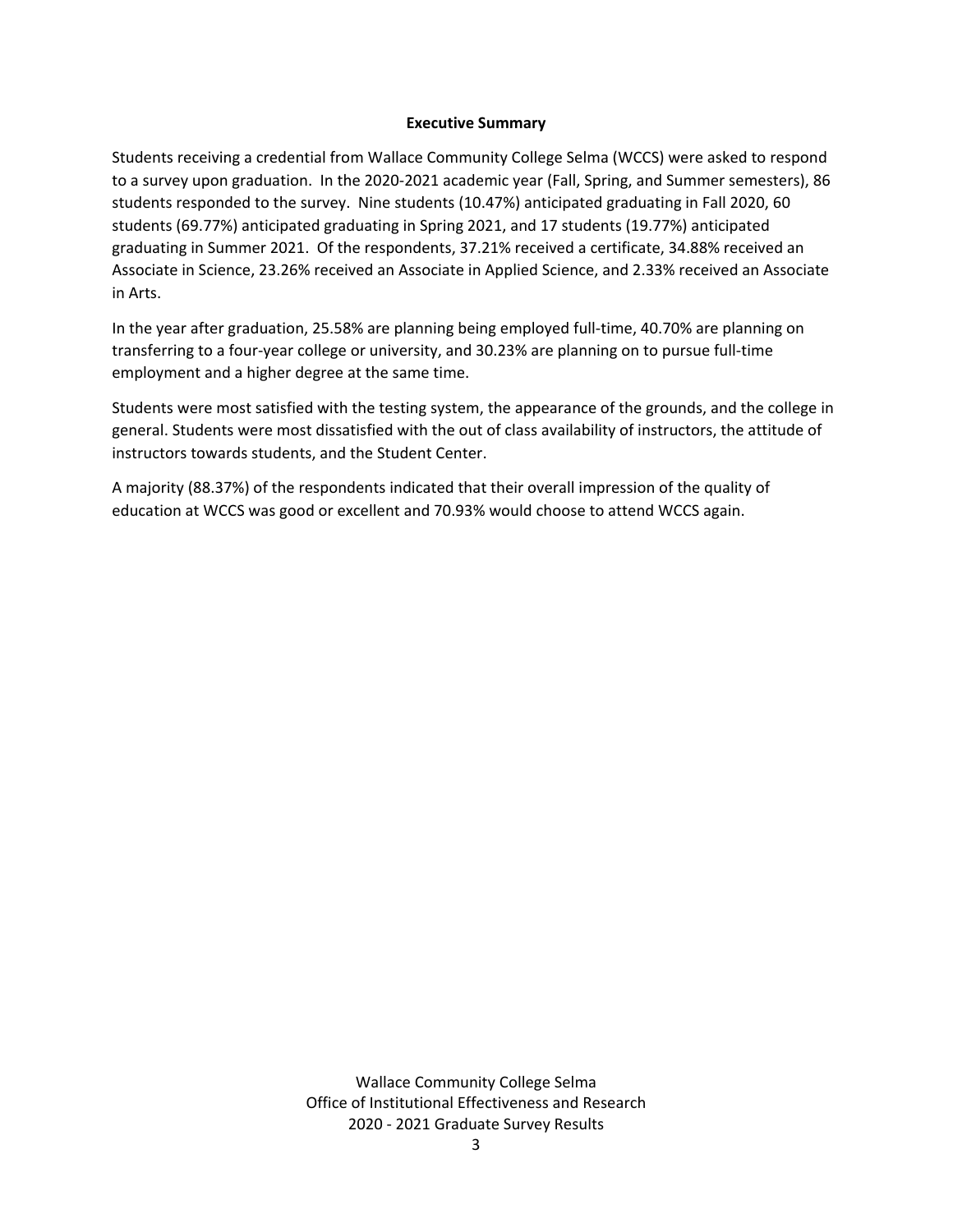## Executive Summary

Students receiving a credential from Wallace Community College Selma (WCCS) were asked to respond to a survey upon graduation. In the 2020-2021 academic year (Fall, Spring, and Summer semesters), 86 students responded to the survey. Nine students (10.47%) anticipated graduating in Fall 2020, 60 students (69.77%) anticipated graduating in Spring 2021, and 17 students (19.77%) anticipated graduating in Summer 2021. Of the respondents, 37.21% received a certificate, 34.88% received an Associate in Science, 23.26% received an Associate in Applied Science, and 2.33% received an Associate in Arts.

In the year after graduation, 25.58% are planning being employed full-time, 40.70% are planning on transferring to a four-year college or university, and 30.23% are planning on to pursue full-time employment and a higher degree at the same time.

Students were most satisfied with the testing system, the appearance of the grounds, and the college in general. Students were most dissatisfied with the out of class availability of instructors, the attitude of instructors towards students, and the Student Center.

A majority (88.37%) of the respondents indicated that their overall impression of the quality of education at WCCS was good or excellent and 70.93% would choose to attend WCCS again.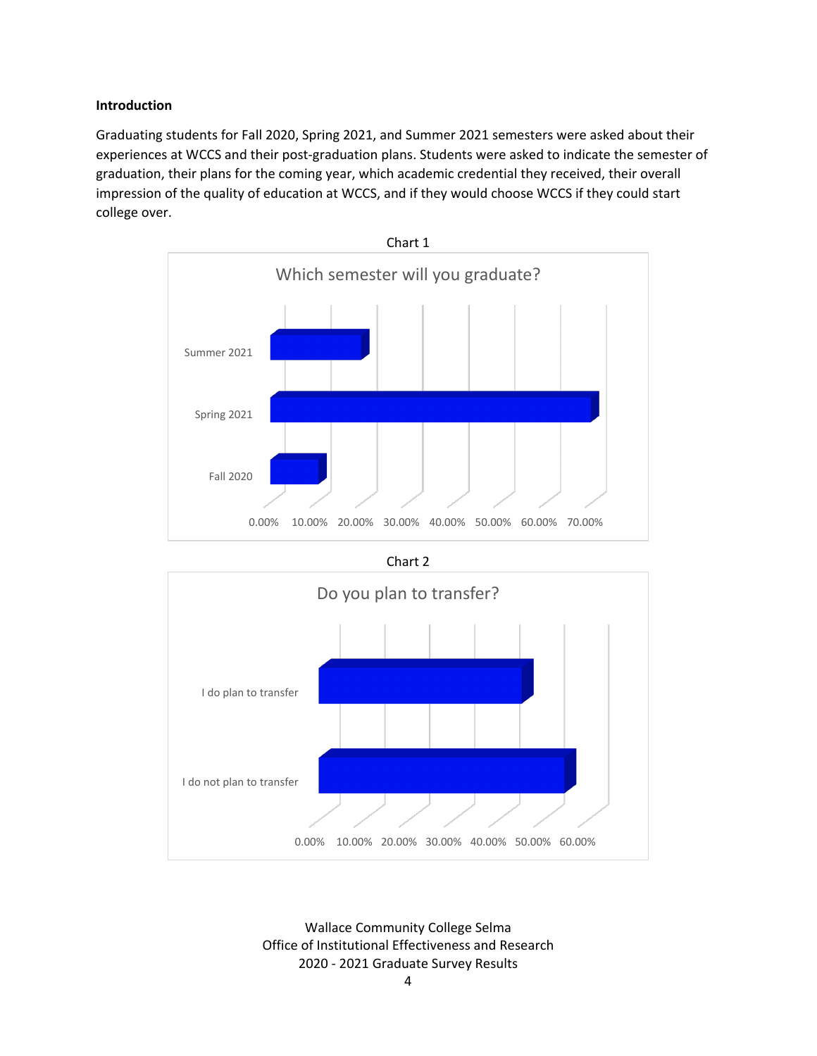**Introduction**

Graduating students for Fall 2020, Spring 2021, and Summer 2021 semesters were asked about their experiences at WCCS and their post-graduation plans. Students were asked to indicate the semester of graduation, their plans for the coming year, which academic credential they received, their overall impression of the quality of education at WCCS, and if they would choose WCCS if they could start college over.

Chart 1

Which semester will you graduate?

Summer 2021
Spring 2021
Fall 2020

0.00% 10.00% 20.00% 30.00% 40.00% 50.00% 60.00% 70.00%

Chart 2

Do you plan to transfer?

I do plan to transfer
I do not plan to transfer

0.00% 10.00% 20.00% 30.00% 40.00% 50.00% 60.00%

Wallace Community College Selma
Office of Institutional Effectiveness and Research
2020 - 2021 Graduate Survey Results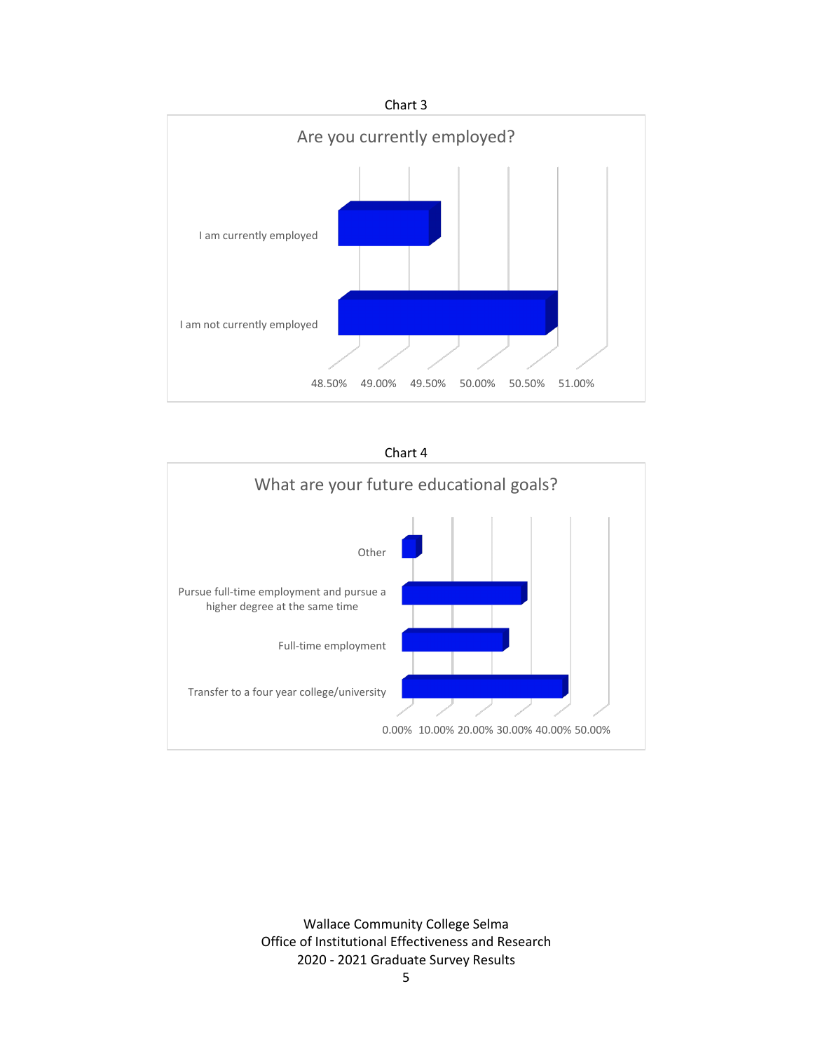Chart 3

**Are you currently employed?**

- I am currently employed
- I am not currently employed

48.50% 49.00% 49.50% 50.00% 50.50% 51.00%

Chart 4

**What are your future educational goals?**

- Other
- Pursue full-time employment and pursue a higher degree at the same time
- Full-time employment
- Transfer to a four year college/university

0.00% 10.00% 20.00% 30.00% 40.00% 50.00%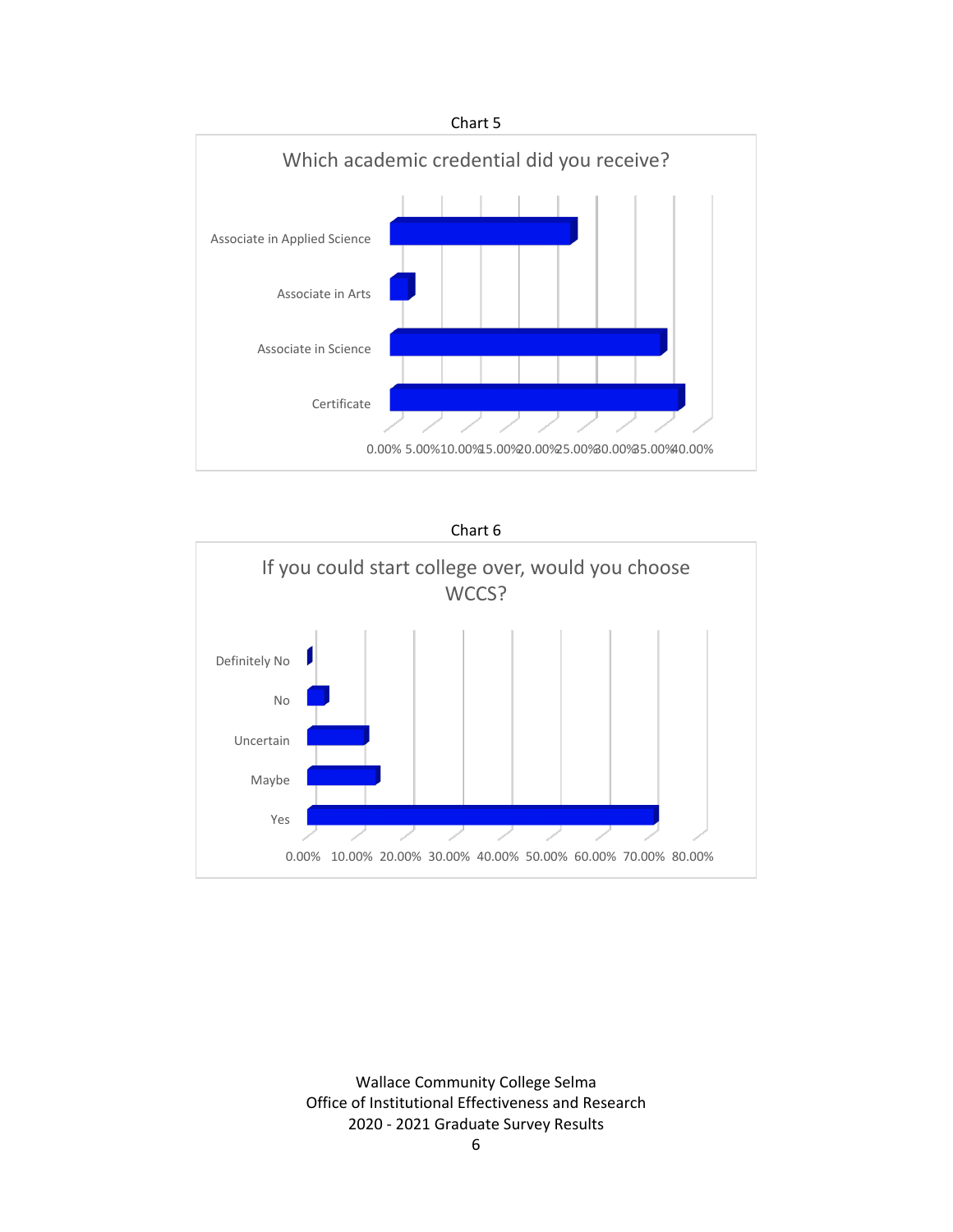Chart 5

## Which academic credential did you receive?

| Credential |
|---|
| Associate in Applied Science |
| Associate in Arts |
| Associate in Science |
| Certificate |

0.00% 5.00% 10.00% 15.00% 20.00% 25.00% 30.00% 35.00% 40.00%

Chart 6

## If you could start college over, would you choose WCCS?

| Response |
|---|
| Definitely No |
| No |
| Uncertain |
| Maybe |
| Yes |

0.00% 10.00% 20.00% 30.00% 40.00% 50.00% 60.00% 70.00% 80.00%

Wallace Community College Selma
Office of Institutional Effectiveness and Research
2020 - 2021 Graduate Survey Results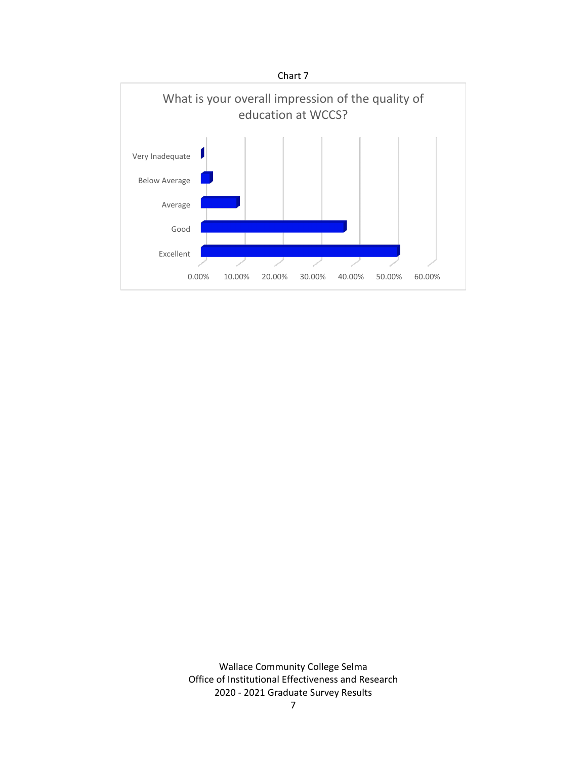Chart 7

What is your overall impression of the quality of education at WCCS?

| Response | |
|---|---|
| Very Inadequate | |
| Below Average | |
| Average | |
| Good | |
| Excellent | |

0.00% 10.00% 20.00% 30.00% 40.00% 50.00% 60.00%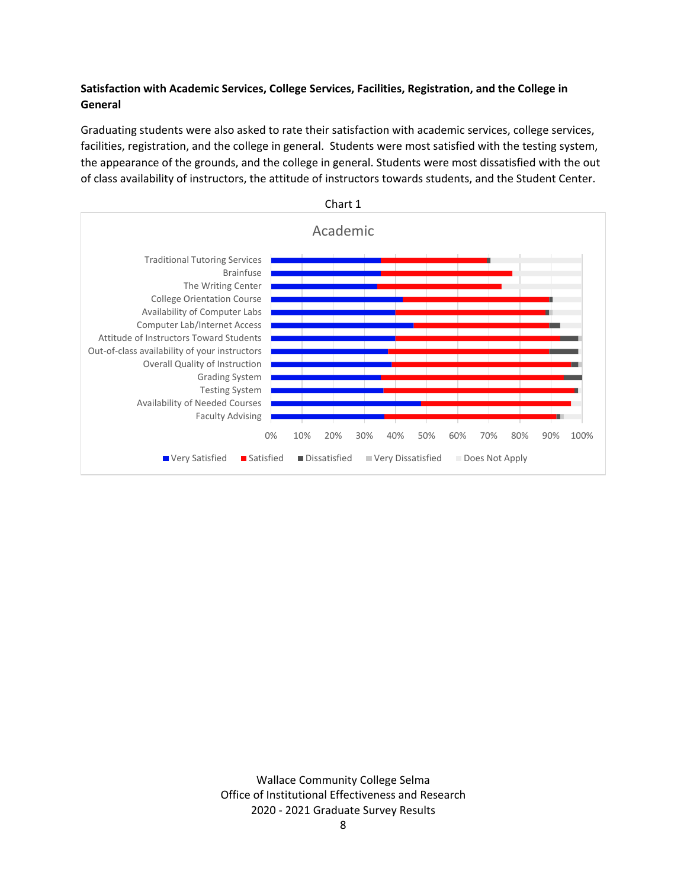**Satisfaction with Academic Services, College Services, Facilities, Registration, and the College in General**

Graduating students were also asked to rate their satisfaction with academic services, college services, facilities, registration, and the college in general. Students were most satisfied with the testing system, the appearance of the grounds, and the college in general. Students were most dissatisfied with the out of class availability of instructors, the attitude of instructors towards students, and the Student Center.

Chart 1

Academic

- Traditional Tutoring Services
- Brainfuse
- The Writing Center
- College Orientation Course
- Availability of Computer Labs
- Computer Lab/Internet Access
- Attitude of Instructors Toward Students
- Out-of-class availability of your instructors
- Overall Quality of Instruction
- Grading System
- Testing System
- Availability of Needed Courses
- Faculty Advising

0% 10% 20% 30% 40% 50% 60% 70% 80% 90% 100%

Very Satisfied | Satisfied | Dissatisfied | Very Dissatisfied | Does Not Apply

Wallace Community College Selma
Office of Institutional Effectiveness and Research
2020 - 2021 Graduate Survey Results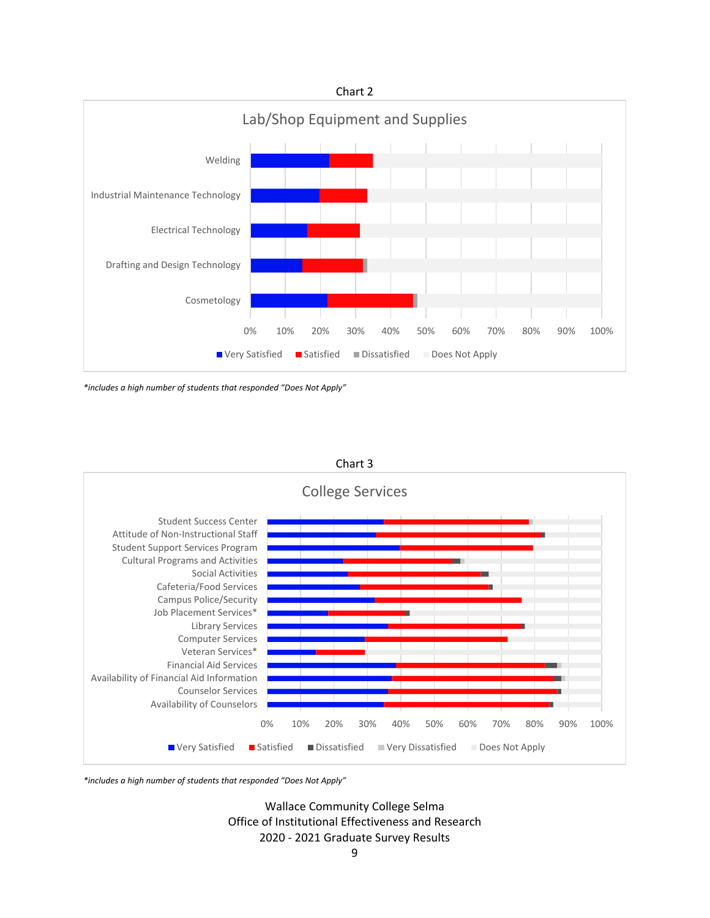Chart 2

Lab/Shop Equipment and Supplies

Categories: Welding, Industrial Maintenance Technology, Electrical Technology, Drafting and Design Technology, Cosmetology

Legend: Very Satisfied, Satisfied, Dissatisfied, Does Not Apply

*includes a high number of students that responded "Does Not Apply"*

Chart 3

College Services

Categories: Student Success Center, Attitude of Non-Instructional Staff, Student Support Services Program, Cultural Programs and Activities, Social Activities, Cafeteria/Food Services, Campus Police/Security, Job Placement Services*, Library Services, Computer Services, Veteran Services*, Financial Aid Services, Availability of Financial Aid Information, Counselor Services, Availability of Counselors

Legend: Very Satisfied, Satisfied, Dissatisfied, Very Dissatisfied, Does Not Apply

*includes a high number of students that responded "Does Not Apply"*

Wallace Community College Selma
Office of Institutional Effectiveness and Research
2020 - 2021 Graduate Survey Results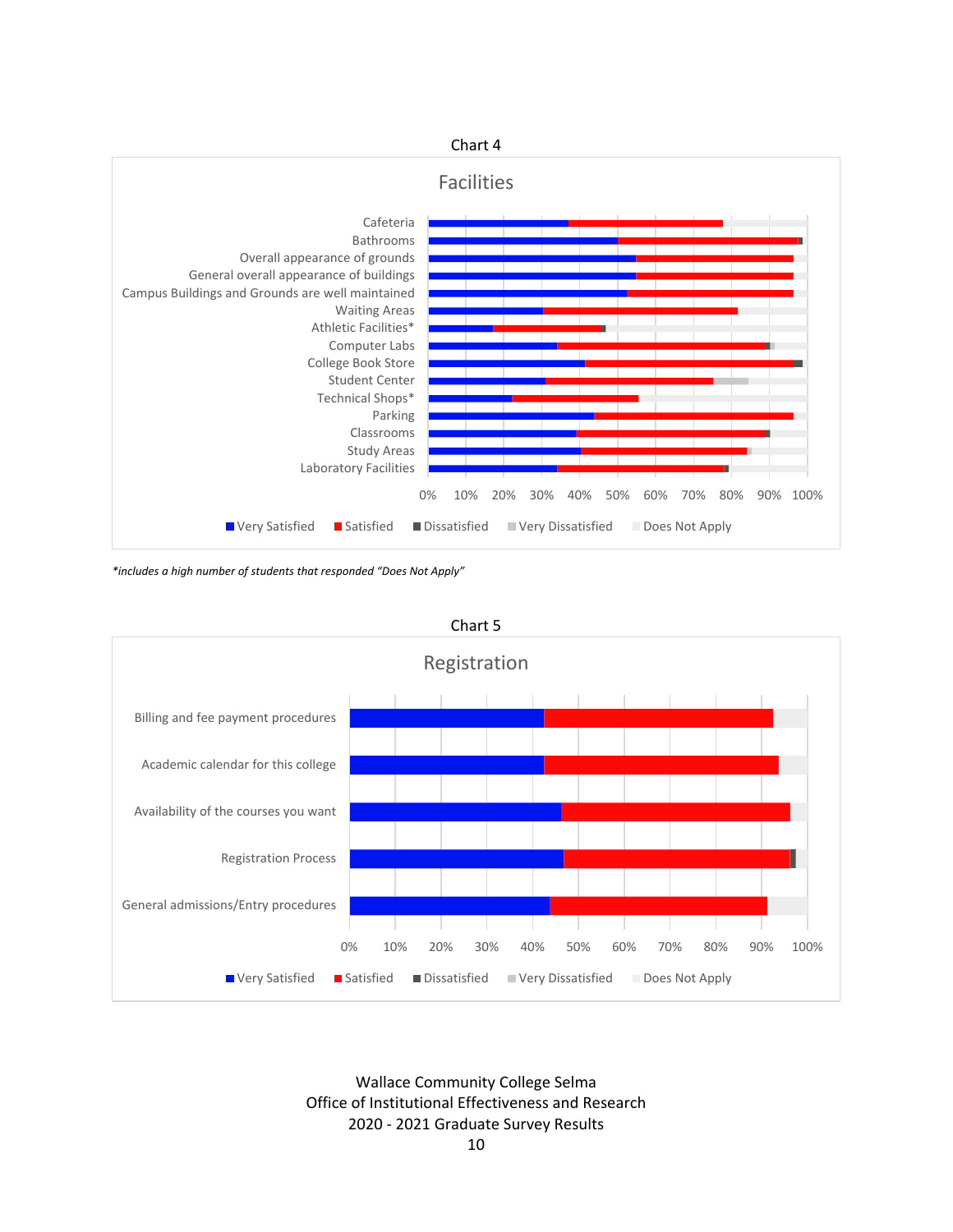Chart 4

## Facilities

Categories: Cafeteria; Bathrooms; Overall appearance of grounds; General overall appearance of buildings; Campus Buildings and Grounds are well maintained; Waiting Areas; Athletic Facilities*; Computer Labs; College Book Store; Student Center; Technical Shops*; Parking; Classrooms; Study Areas; Laboratory Facilities

0% 10% 20% 30% 40% 50% 60% 70% 80% 90% 100%

Very Satisfied | Satisfied | Dissatisfied | Very Dissatisfied | Does Not Apply

*\*includes a high number of students that responded "Does Not Apply"*

Chart 5

## Registration

Categories: Billing and fee payment procedures; Academic calendar for this college; Availability of the courses you want; Registration Process; General admissions/Entry procedures

0% 10% 20% 30% 40% 50% 60% 70% 80% 90% 100%

Very Satisfied | Satisfied | Dissatisfied | Very Dissatisfied | Does Not Apply

Wallace Community College Selma
Office of Institutional Effectiveness and Research
2020 - 2021 Graduate Survey Results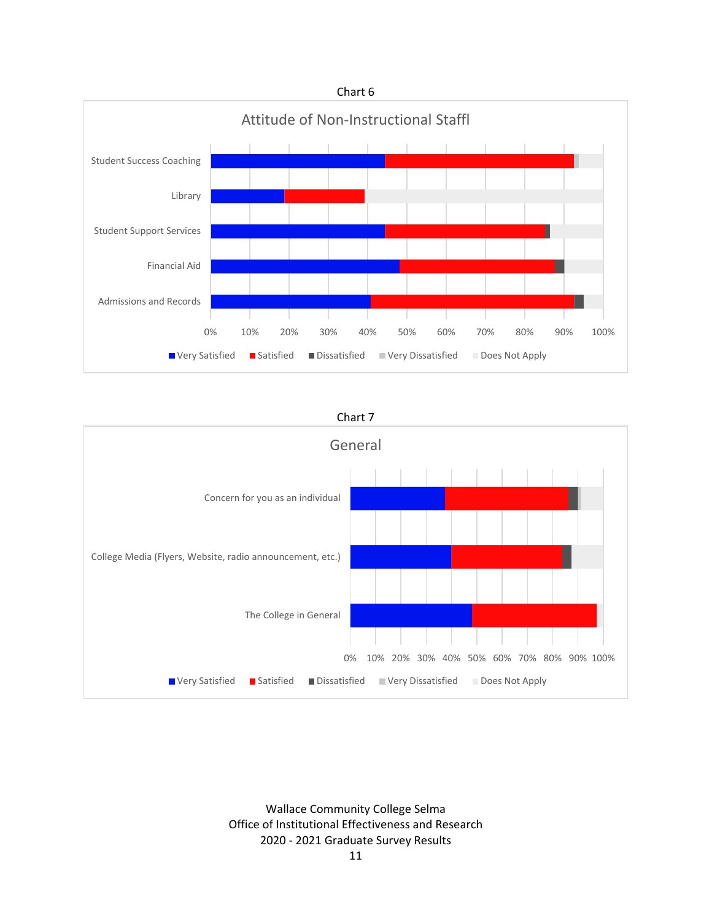Chart 6

Attitude of Non-Instructional Staffl

Student Success Coaching

Library

Student Support Services

Financial Aid

Admissions and Records

0% 10% 20% 30% 40% 50% 60% 70% 80% 90% 100%

Very Satisfied Satisfied Dissatisfied Very Dissatisfied Does Not Apply

Chart 7

General

Concern for you as an individual

College Media (Flyers, Website, radio announcement, etc.)

The College in General

0% 10% 20% 30% 40% 50% 60% 70% 80% 90% 100%

Very Satisfied Satisfied Dissatisfied Very Dissatisfied Does Not Apply

Wallace Community College Selma
Office of Institutional Effectiveness and Research
2020 - 2021 Graduate Survey Results